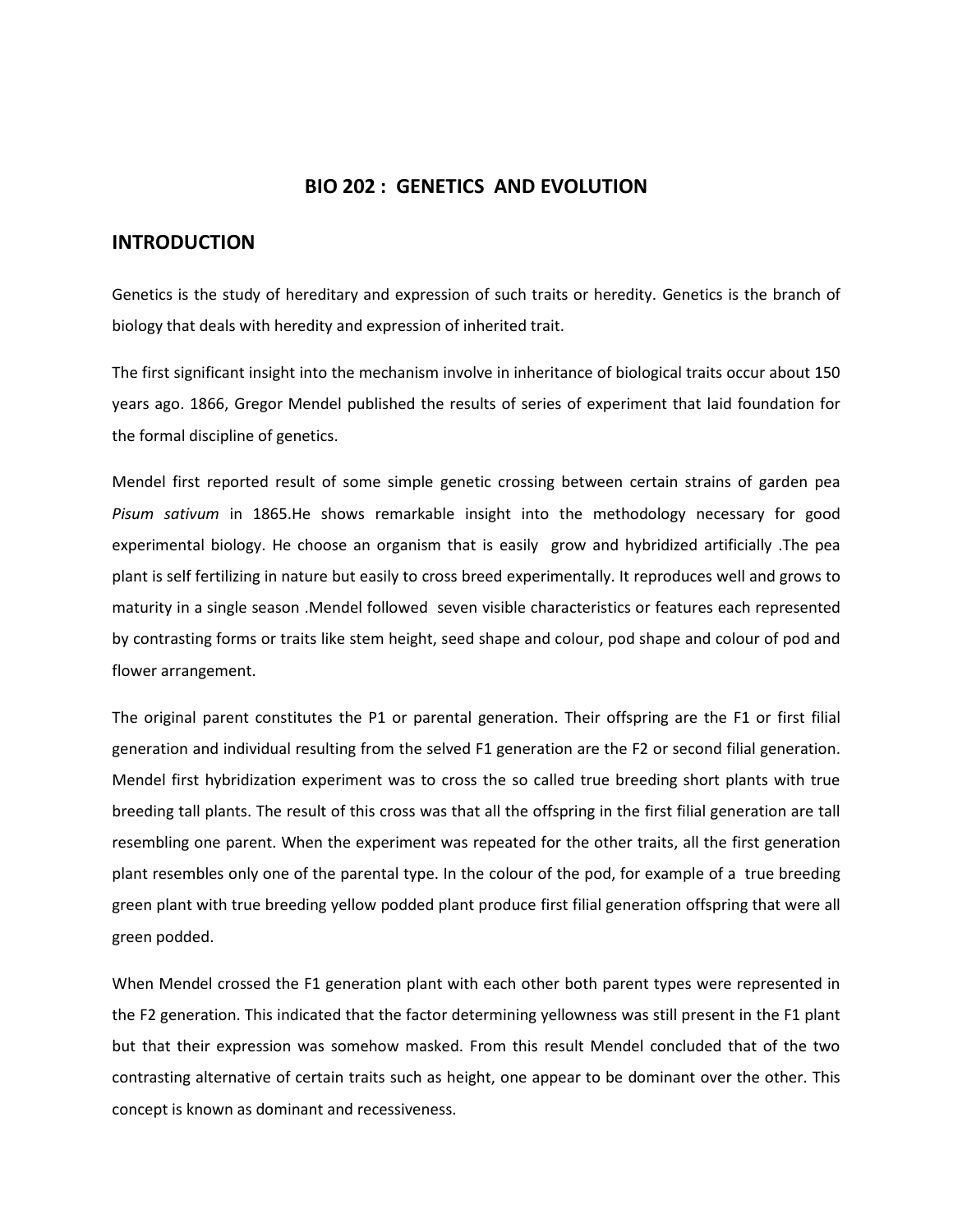# BIO 202 : GENETICS AND EVOLUTION

## INTRODUCTION

Genetics is the study of hereditary and expression of such traits or heredity. Genetics is the branch of biology that deals with heredity and expression of inherited trait.

The first significant insight into the mechanism involve in inheritance of biological traits occur about 150 years ago. 1866, Gregor Mendel published the results of series of experiment that laid foundation for the formal discipline of genetics.

Mendel first reported result of some simple genetic crossing between certain strains of garden pea *Pisum sativum* in 1865.He shows remarkable insight into the methodology necessary for good experimental biology. He choose an organism that is easily grow and hybridized artificially .The pea plant is self fertilizing in nature but easily to cross breed experimentally. It reproduces well and grows to maturity in a single season .Mendel followed seven visible characteristics or features each represented by contrasting forms or traits like stem height, seed shape and colour, pod shape and colour of pod and flower arrangement.

The original parent constitutes the P1 or parental generation. Their offspring are the F1 or first filial generation and individual resulting from the selved F1 generation are the F2 or second filial generation. Mendel first hybridization experiment was to cross the so called true breeding short plants with true breeding tall plants. The result of this cross was that all the offspring in the first filial generation are tall resembling one parent. When the experiment was repeated for the other traits, all the first generation plant resembles only one of the parental type. In the colour of the pod, for example of a true breeding green plant with true breeding yellow podded plant produce first filial generation offspring that were all green podded.

When Mendel crossed the F1 generation plant with each other both parent types were represented in the F2 generation. This indicated that the factor determining yellowness was still present in the F1 plant but that their expression was somehow masked. From this result Mendel concluded that of the two contrasting alternative of certain traits such as height, one appear to be dominant over the other. This concept is known as dominant and recessiveness.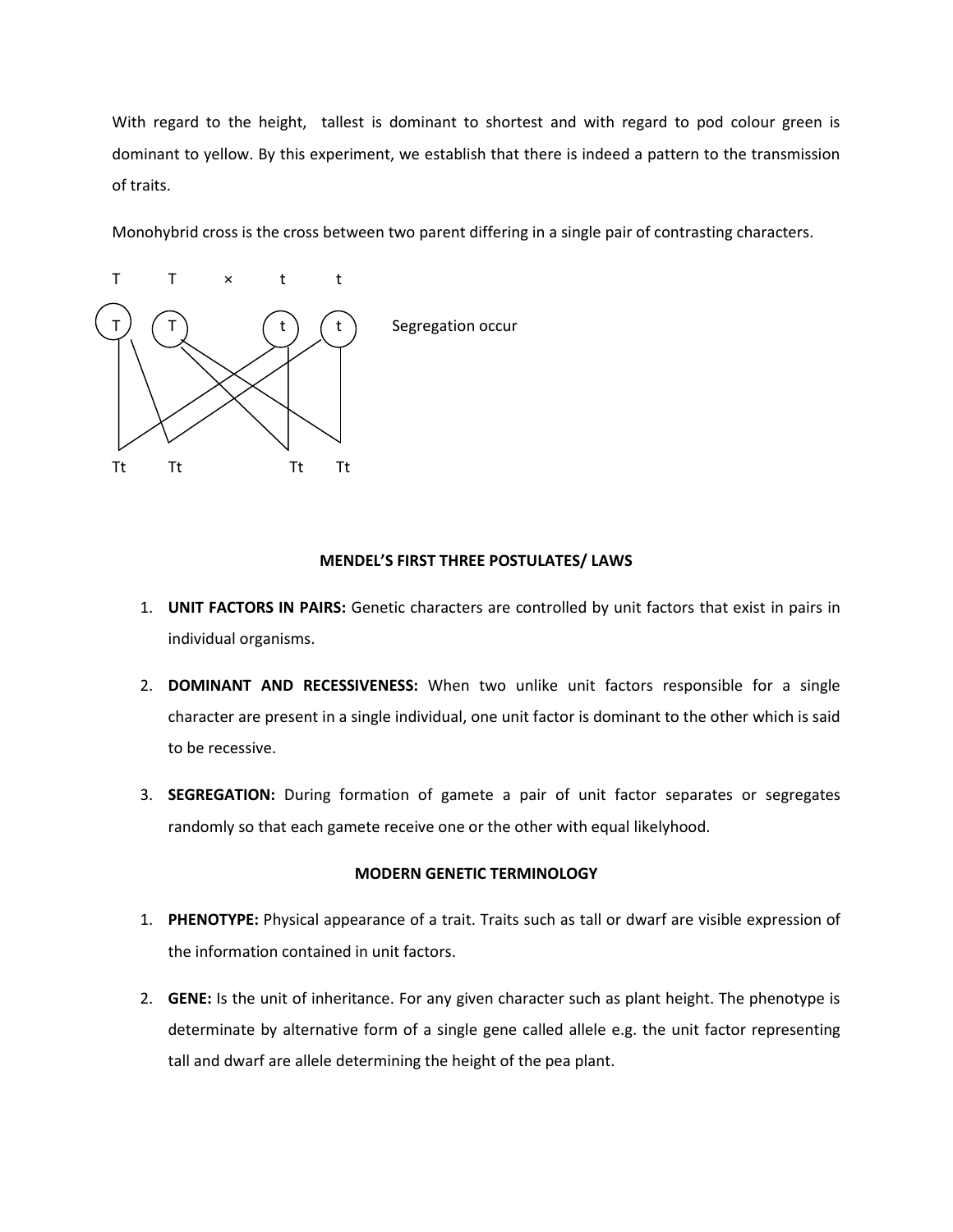With regard to the height, tallest is dominant to shortest and with regard to pod colour green is dominant to yellow. By this experiment, we establish that there is indeed a pattern to the transmission of traits.

Monohybrid cross is the cross between two parent differing in a single pair of contrasting characters.

```
T      T      ×      t      t

(T)   (T)          (t)    (t)     Segregation occur

Tt     Tt           Tt     Tt
```

### MENDEL'S FIRST THREE POSTULATES/ LAWS

1. **UNIT FACTORS IN PAIRS:** Genetic characters are controlled by unit factors that exist in pairs in individual organisms.
2. **DOMINANT AND RECESSIVENESS:** When two unlike unit factors responsible for a single character are present in a single individual, one unit factor is dominant to the other which is said to be recessive.
3. **SEGREGATION:** During formation of gamete a pair of unit factor separates or segregates randomly so that each gamete receive one or the other with equal likelyhood.

### MODERN GENETIC TERMINOLOGY

1. **PHENOTYPE:** Physical appearance of a trait. Traits such as tall or dwarf are visible expression of the information contained in unit factors.
2. **GENE:** Is the unit of inheritance. For any given character such as plant height. The phenotype is determinate by alternative form of a single gene called allele e.g. the unit factor representing tall and dwarf are allele determining the height of the pea plant.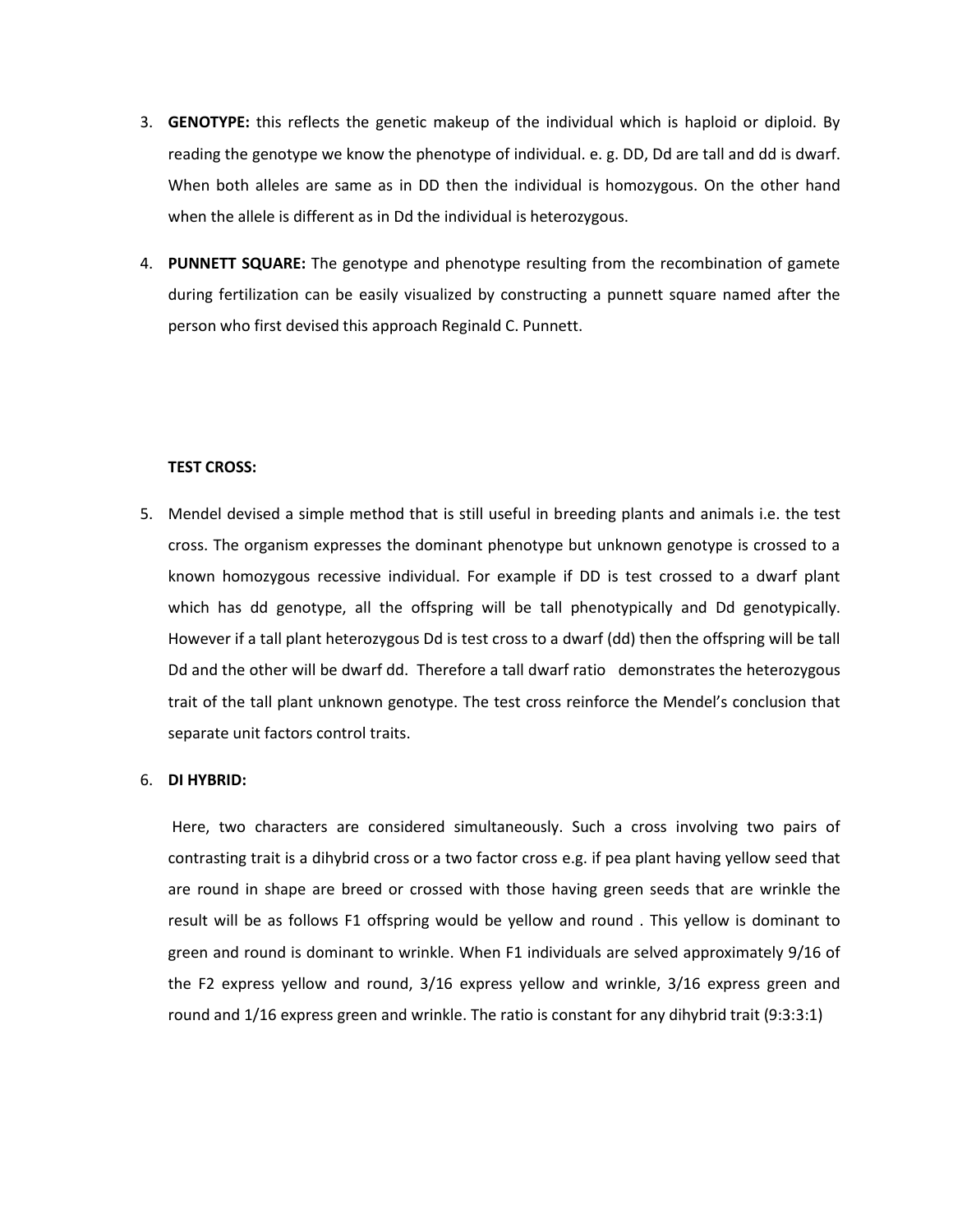3. **GENOTYPE:** this reflects the genetic makeup of the individual which is haploid or diploid. By reading the genotype we know the phenotype of individual. e. g. DD, Dd are tall and dd is dwarf. When both alleles are same as in DD then the individual is homozygous. On the other hand when the allele is different as in Dd the individual is heterozygous.

4. **PUNNETT SQUARE:** The genotype and phenotype resulting from the recombination of gamete during fertilization can be easily visualized by constructing a punnett square named after the person who first devised this approach Reginald C. Punnett.

**TEST CROSS:**

5. Mendel devised a simple method that is still useful in breeding plants and animals i.e. the test cross. The organism expresses the dominant phenotype but unknown genotype is crossed to a known homozygous recessive individual. For example if DD is test crossed to a dwarf plant which has dd genotype, all the offspring will be tall phenotypically and Dd genotypically. However if a tall plant heterozygous Dd is test cross to a dwarf (dd) then the offspring will be tall Dd and the other will be dwarf dd. Therefore a tall dwarf ratio demonstrates the heterozygous trait of the tall plant unknown genotype. The test cross reinforce the Mendel's conclusion that separate unit factors control traits.

6. **DI HYBRID:**

   Here, two characters are considered simultaneously. Such a cross involving two pairs of contrasting trait is a dihybrid cross or a two factor cross e.g. if pea plant having yellow seed that are round in shape are breed or crossed with those having green seeds that are wrinkle the result will be as follows F1 offspring would be yellow and round . This yellow is dominant to green and round is dominant to wrinkle. When F1 individuals are selved approximately 9/16 of the F2 express yellow and round, 3/16 express yellow and wrinkle, 3/16 express green and round and 1/16 express green and wrinkle. The ratio is constant for any dihybrid trait (9:3:3:1)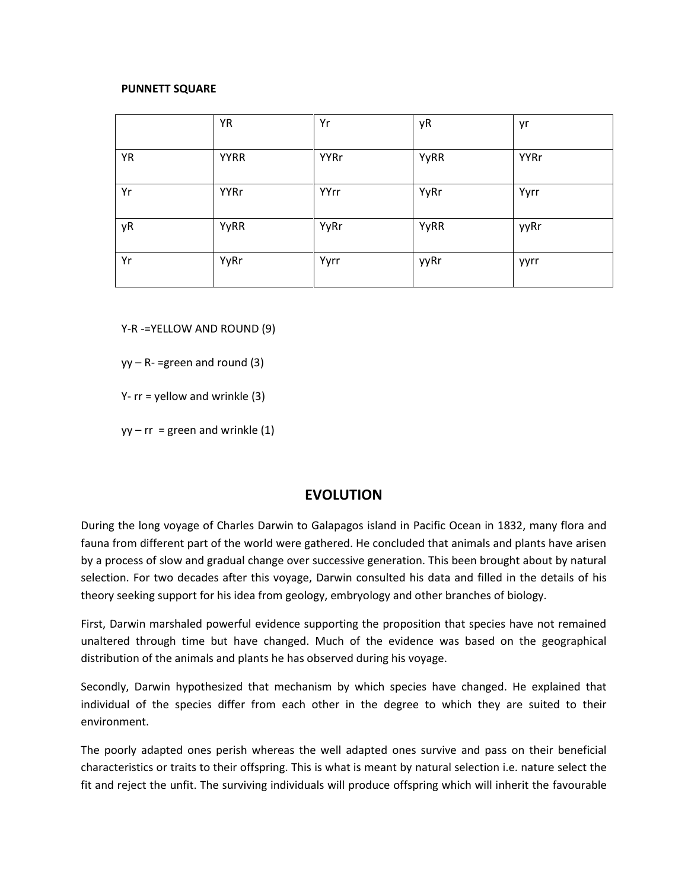**PUNNETT SQUARE**

| | YR | Yr | yR | yr |
|---|---|---|---|---|
| YR | YYRR | YYRr | YyRR | YYRr |
| Yr | YYRr | YYrr | YyRr | Yyrr |
| yR | YyRR | YyRr | YyRR | yyRr |
| Yr | YyRr | Yyrr | yyRr | yyrr |

Y-R -=YELLOW AND ROUND (9)

yy – R- =green and round (3)

Y- rr = yellow and wrinkle (3)

yy – rr = green and wrinkle (1)

## EVOLUTION

During the long voyage of Charles Darwin to Galapagos island in Pacific Ocean in 1832, many flora and fauna from different part of the world were gathered. He concluded that animals and plants have arisen by a process of slow and gradual change over successive generation. This been brought about by natural selection. For two decades after this voyage, Darwin consulted his data and filled in the details of his theory seeking support for his idea from geology, embryology and other branches of biology.

First, Darwin marshaled powerful evidence supporting the proposition that species have not remained unaltered through time but have changed. Much of the evidence was based on the geographical distribution of the animals and plants he has observed during his voyage.

Secondly, Darwin hypothesized that mechanism by which species have changed. He explained that individual of the species differ from each other in the degree to which they are suited to their environment.

The poorly adapted ones perish whereas the well adapted ones survive and pass on their beneficial characteristics or traits to their offspring. This is what is meant by natural selection i.e. nature select the fit and reject the unfit. The surviving individuals will produce offspring which will inherit the favourable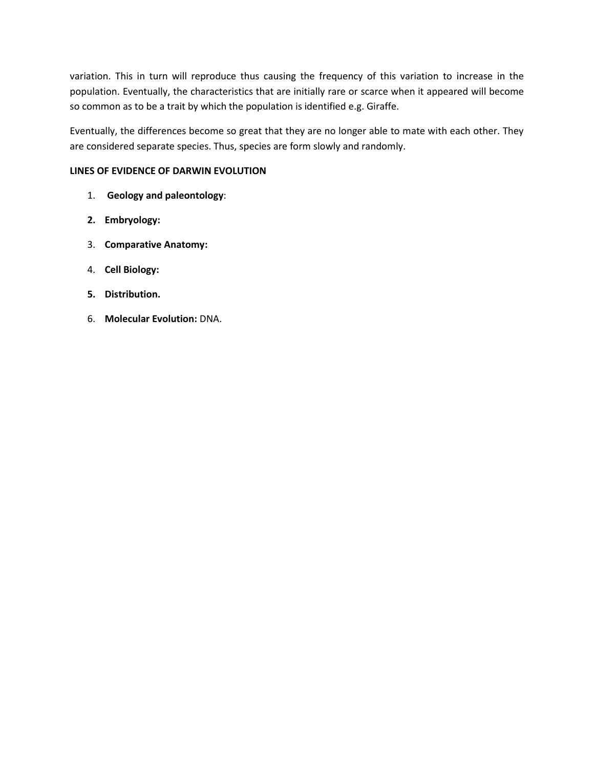variation. This in turn will reproduce thus causing the frequency of this variation to increase in the population. Eventually, the characteristics that are initially rare or scarce when it appeared will become so common as to be a trait by which the population is identified e.g. Giraffe.

Eventually, the differences become so great that they are no longer able to mate with each other. They are considered separate species. Thus, species are form slowly and randomly.

**LINES OF EVIDENCE OF DARWIN EVOLUTION**

1. **Geology and paleontology**:
2. **Embryology:**
3. **Comparative Anatomy:**
4. **Cell Biology:**
5. **Distribution.**
6. **Molecular Evolution:** DNA.